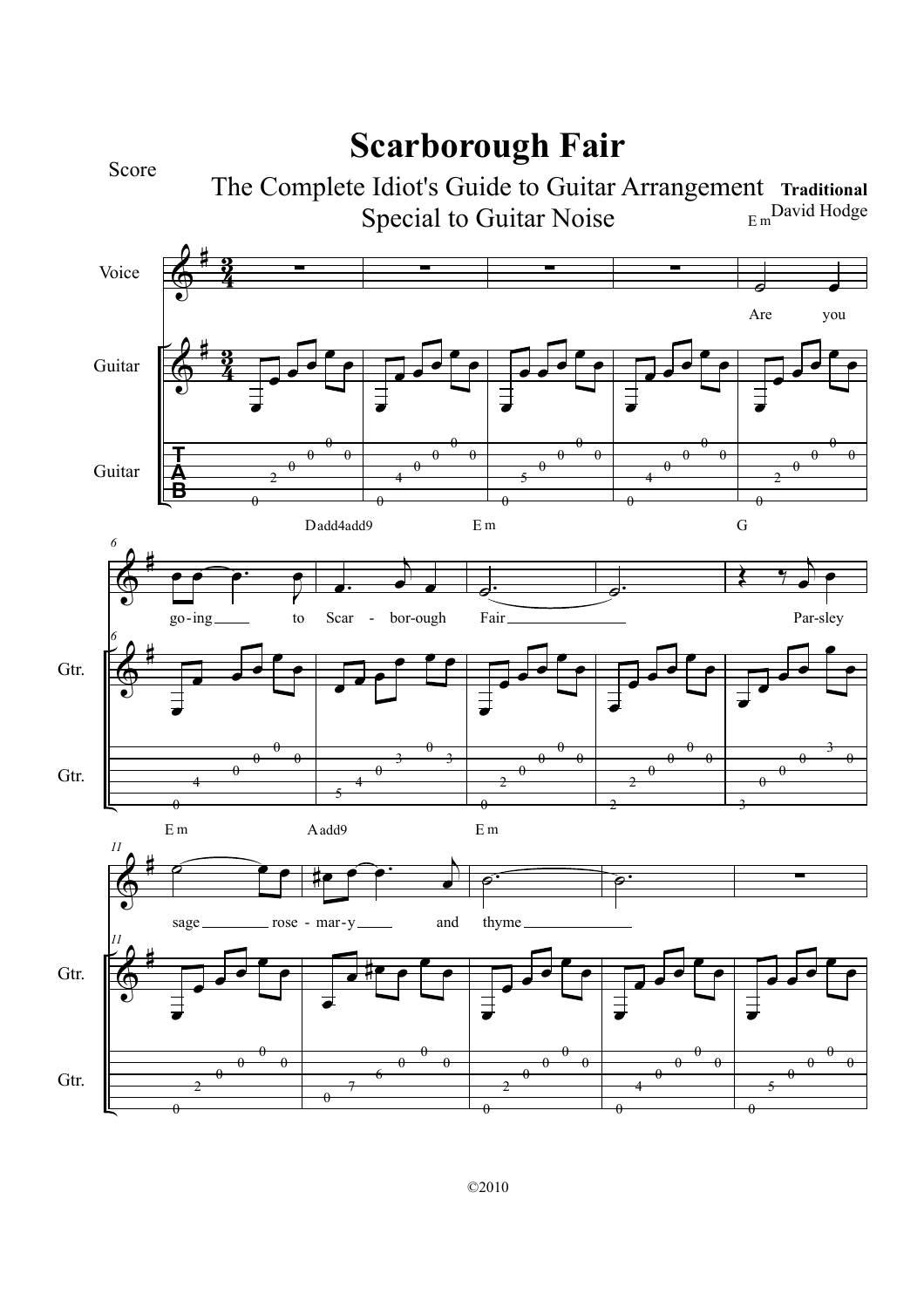# Scarborough Fair

Score

The Complete Idiot's Guide to Guitar Arrangement
Special to Guitar Noise

**Traditional**
David Hodge

©2010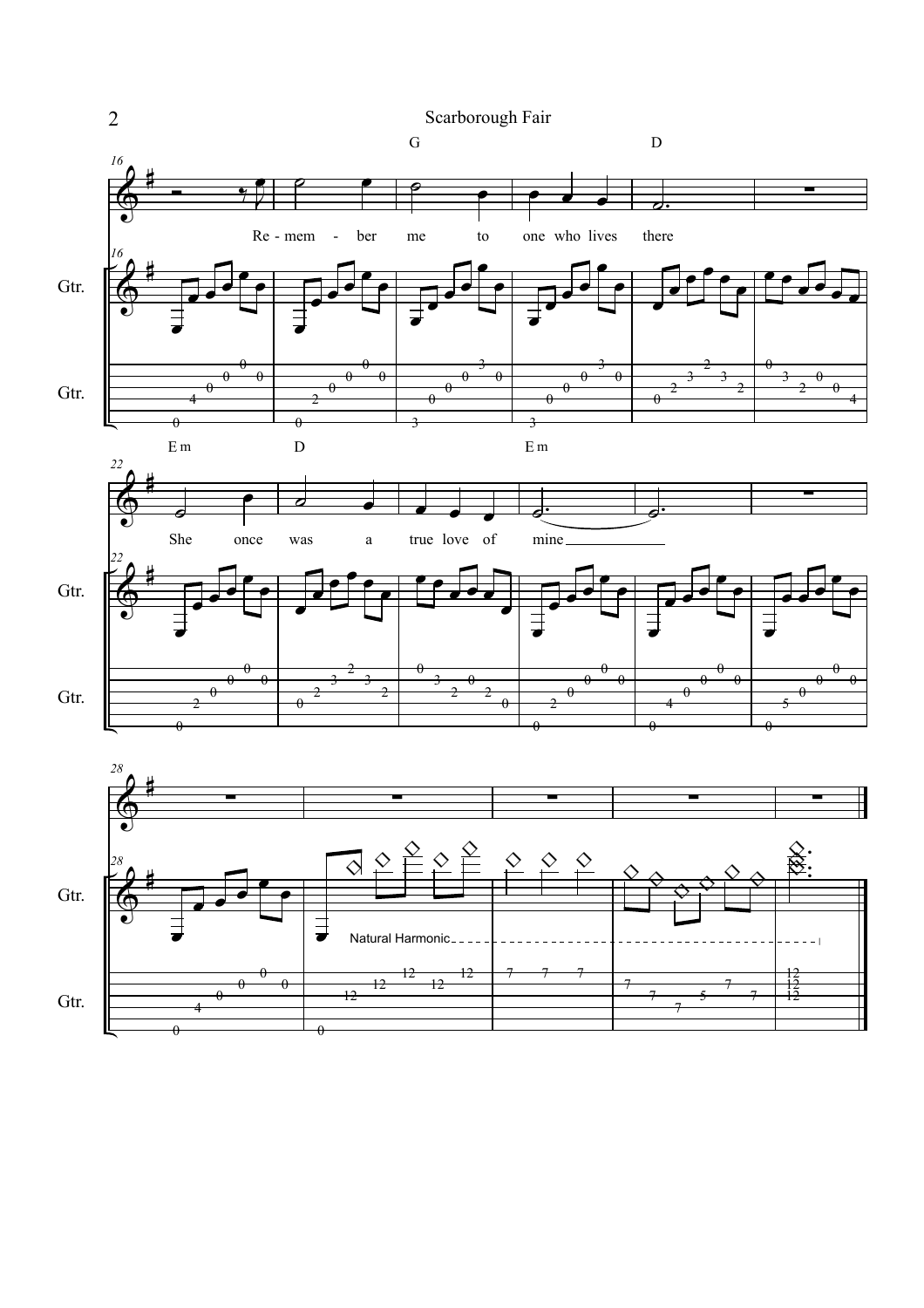Scarborough Fair

G D

Re - mem - ber me to one who lives there

Em D Em

She once was a true love of mine

Natural Harmonic